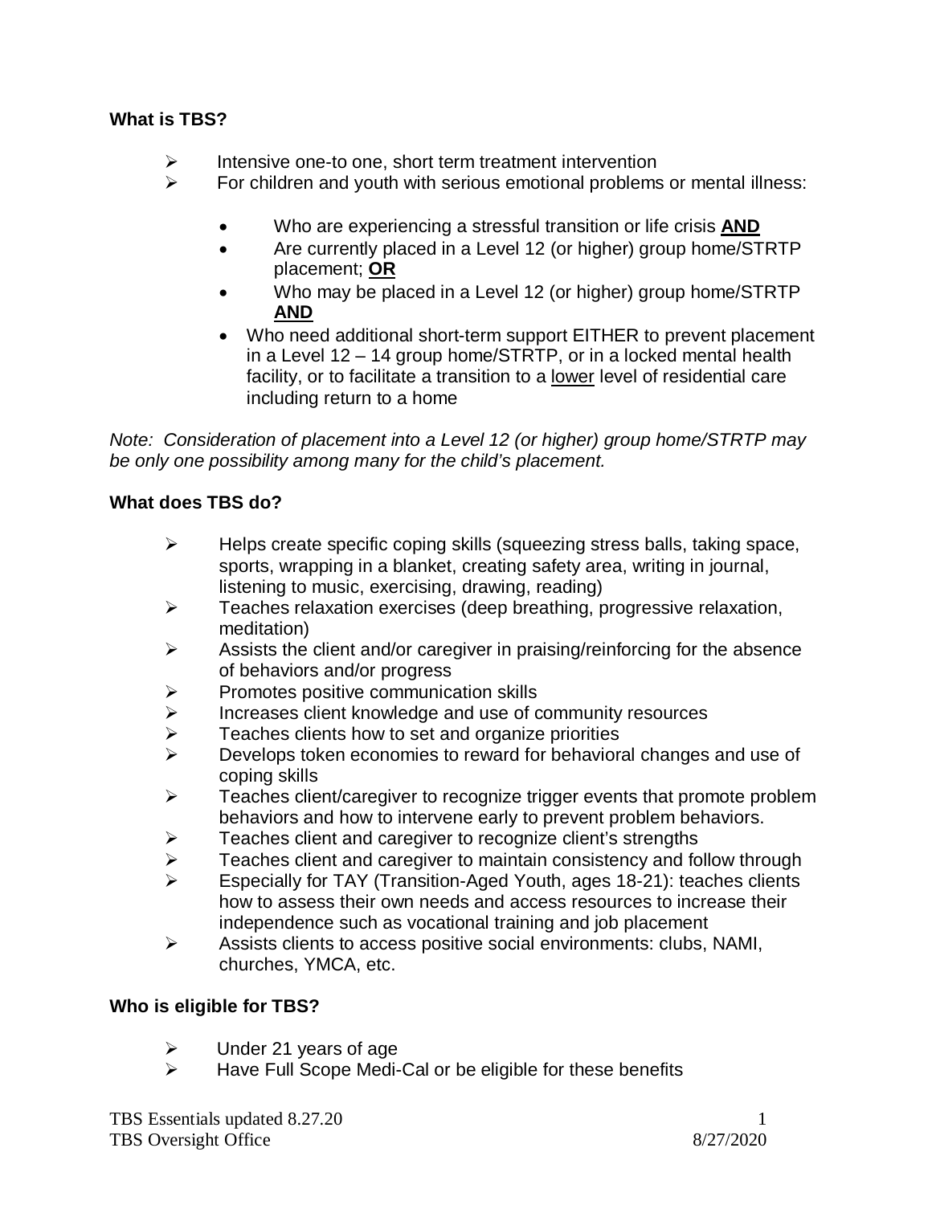**What is TBS?**

- Intensive one-to one, short term treatment intervention
- For children and youth with serious emotional problems or mental illness:
  - Who are experiencing a stressful transition or life crisis **AND**
  - Are currently placed in a Level 12 (or higher) group home/STRTP placement; **OR**
  - Who may be placed in a Level 12 (or higher) group home/STRTP **AND**
  - Who need additional short-term support EITHER to prevent placement in a Level 12 – 14 group home/STRTP, or in a locked mental health facility, or to facilitate a transition to a lower level of residential care including return to a home

*Note: Consideration of placement into a Level 12 (or higher) group home/STRTP may be only one possibility among many for the child's placement.*

**What does TBS do?**

- Helps create specific coping skills (squeezing stress balls, taking space, sports, wrapping in a blanket, creating safety area, writing in journal, listening to music, exercising, drawing, reading)
- Teaches relaxation exercises (deep breathing, progressive relaxation, meditation)
- Assists the client and/or caregiver in praising/reinforcing for the absence of behaviors and/or progress
- Promotes positive communication skills
- Increases client knowledge and use of community resources
- Teaches clients how to set and organize priorities
- Develops token economies to reward for behavioral changes and use of coping skills
- Teaches client/caregiver to recognize trigger events that promote problem behaviors and how to intervene early to prevent problem behaviors.
- Teaches client and caregiver to recognize client's strengths
- Teaches client and caregiver to maintain consistency and follow through
- Especially for TAY (Transition-Aged Youth, ages 18-21): teaches clients how to assess their own needs and access resources to increase their independence such as vocational training and job placement
- Assists clients to access positive social environments: clubs, NAMI, churches, YMCA, etc.

**Who is eligible for TBS?**

- Under 21 years of age
- Have Full Scope Medi-Cal or be eligible for these benefits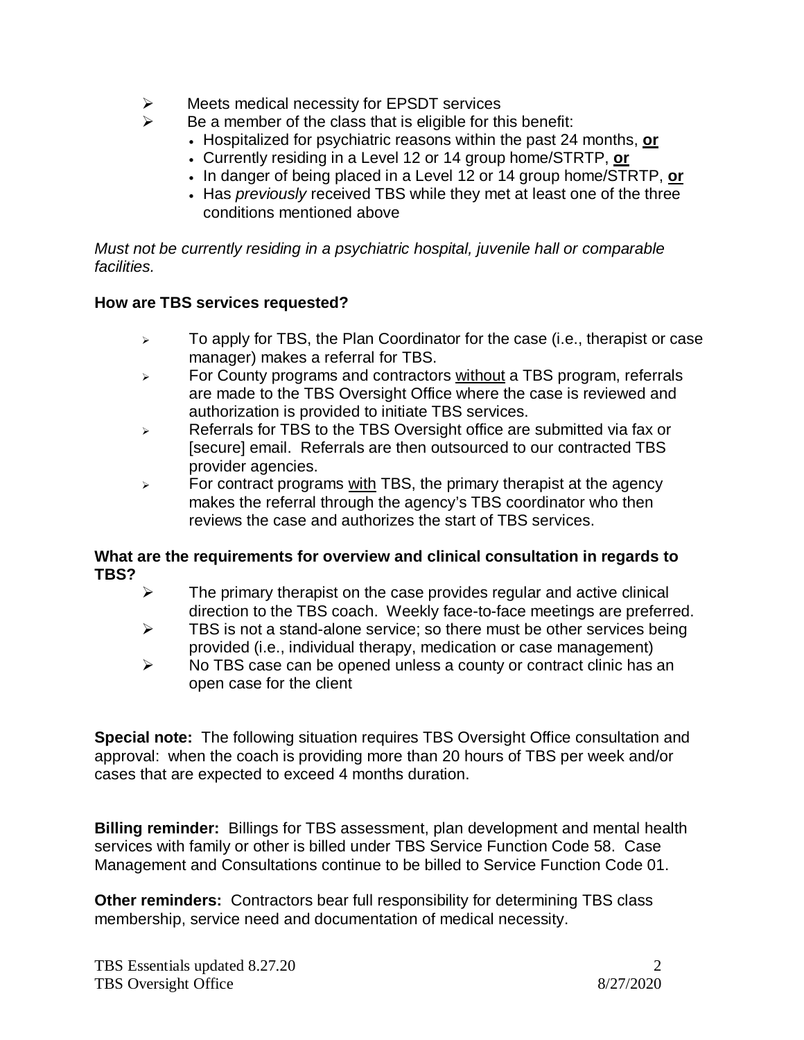- Meets medical necessity for EPSDT services
- Be a member of the class that is eligible for this benefit:
  - Hospitalized for psychiatric reasons within the past 24 months, **or**
  - Currently residing in a Level 12 or 14 group home/STRTP, **or**
  - In danger of being placed in a Level 12 or 14 group home/STRTP, **or**
  - Has *previously* received TBS while they met at least one of the three conditions mentioned above

*Must not be currently residing in a psychiatric hospital, juvenile hall or comparable facilities.*

**How are TBS services requested?**

- To apply for TBS, the Plan Coordinator for the case (i.e., therapist or case manager) makes a referral for TBS.
- For County programs and contractors <u>without</u> a TBS program, referrals are made to the TBS Oversight Office where the case is reviewed and authorization is provided to initiate TBS services.
- Referrals for TBS to the TBS Oversight office are submitted via fax or [secure] email. Referrals are then outsourced to our contracted TBS provider agencies.
- For contract programs <u>with</u> TBS, the primary therapist at the agency makes the referral through the agency's TBS coordinator who then reviews the case and authorizes the start of TBS services.

**What are the requirements for overview and clinical consultation in regards to TBS?**

- The primary therapist on the case provides regular and active clinical direction to the TBS coach. Weekly face-to-face meetings are preferred.
- TBS is not a stand-alone service; so there must be other services being provided (i.e., individual therapy, medication or case management)
- No TBS case can be opened unless a county or contract clinic has an open case for the client

**Special note:** The following situation requires TBS Oversight Office consultation and approval: when the coach is providing more than 20 hours of TBS per week and/or cases that are expected to exceed 4 months duration.

**Billing reminder:** Billings for TBS assessment, plan development and mental health services with family or other is billed under TBS Service Function Code 58. Case Management and Consultations continue to be billed to Service Function Code 01.

**Other reminders:** Contractors bear full responsibility for determining TBS class membership, service need and documentation of medical necessity.